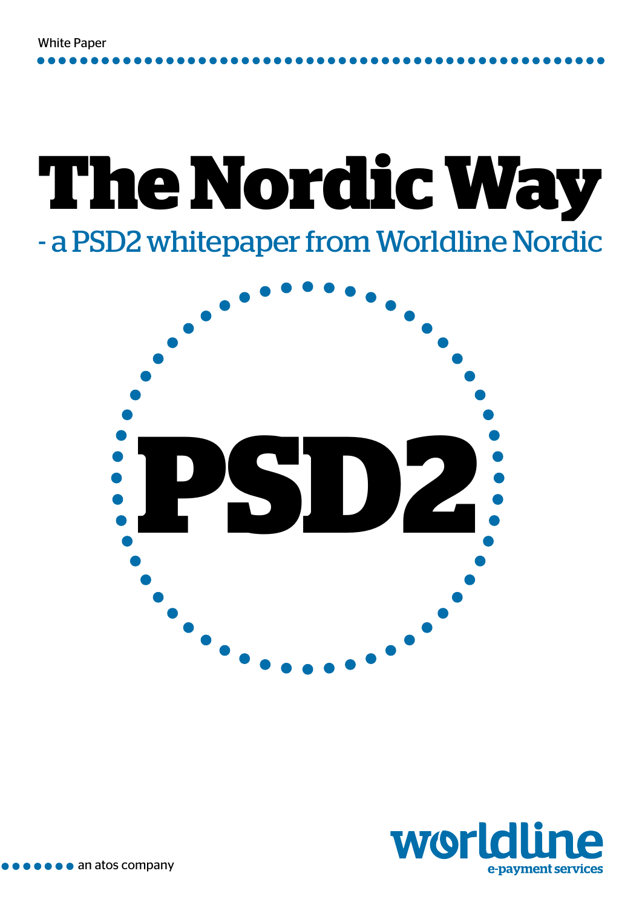White Paper

# The Nordic Way

## - a PSD2 whitepaper from Worldline Nordic

# PSD2

an atos company

worldline
e-payment services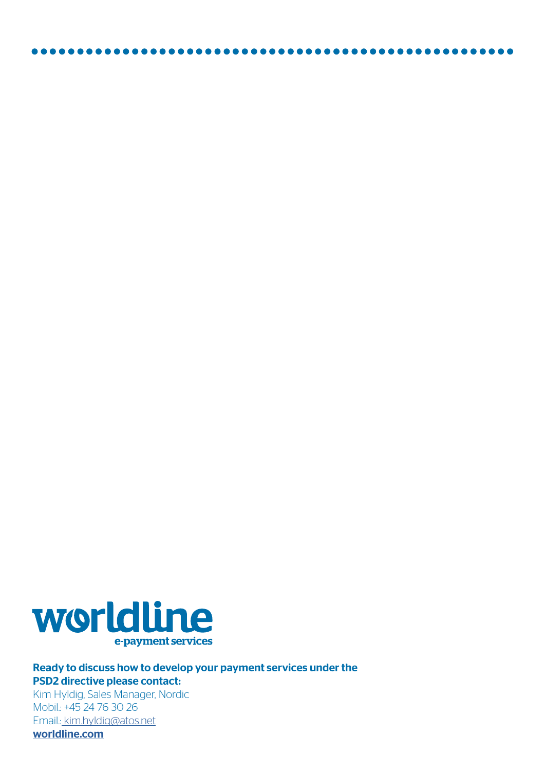worldline

e-payment services

**Ready to discuss how to develop your payment services under the PSD2 directive please contact:**

Kim Hyldig, Sales Manager, Nordic
Mobil.: +45 24 76 30 26
Email.: kim.hyldig@atos.net
**worldline.com**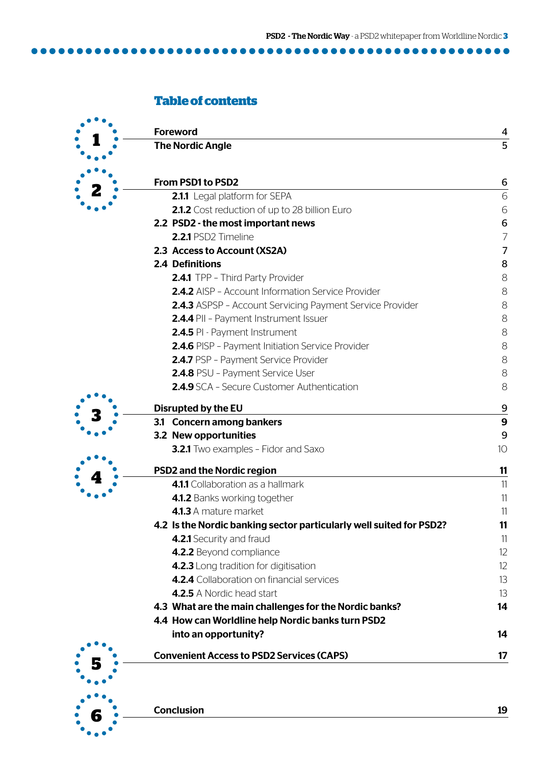## Table of contents

**1**

| | |
|---|---|
| **Foreword** | 4 |
| **The Nordic Angle** | 5 |

**2**

| | |
|---|---|
| **From PSD1 to PSD2** | 6 |
| **2.1.1** Legal platform for SEPA | 6 |
| **2.1.2** Cost reduction of up to 28 billion Euro | 6 |
| **2.2 PSD2 - the most important news** | 6 |
| **2.2.1** PSD2 Timeline | 7 |
| **2.3 Access to Account (XS2A)** | 7 |
| **2.4 Definitions** | 8 |
| **2.4.1** TPP – Third Party Provider | 8 |
| **2.4.2** AISP – Account Information Service Provider | 8 |
| **2.4.3** ASPSP – Account Servicing Payment Service Provider | 8 |
| **2.4.4** PII – Payment Instrument Issuer | 8 |
| **2.4.5** PI - Payment Instrument | 8 |
| **2.4.6** PISP – Payment Initiation Service Provider | 8 |
| **2.4.7** PSP – Payment Service Provider | 8 |
| **2.4.8** PSU – Payment Service User | 8 |
| **2.4.9** SCA – Secure Customer Authentication | 8 |

**3**

| | |
|---|---|
| **Disrupted by the EU** | 9 |
| **3.1 Concern among bankers** | 9 |
| **3.2 New opportunities** | 9 |
| **3.2.1** Two examples – Fidor and Saxo | 10 |

**4**

| | |
|---|---|
| **PSD2 and the Nordic region** | 11 |
| **4.1.1** Collaboration as a hallmark | 11 |
| **4.1.2** Banks working together | 11 |
| **4.1.3** A mature market | 11 |
| **4.2 Is the Nordic banking sector particularly well suited for PSD2?** | 11 |
| **4.2.1** Security and fraud | 11 |
| **4.2.2** Beyond compliance | 12 |
| **4.2.3** Long tradition for digitisation | 12 |
| **4.2.4** Collaboration on financial services | 13 |
| **4.2.5** A Nordic head start | 13 |
| **4.3 What are the main challenges for the Nordic banks?** | 14 |
| **4.4 How can Worldline help Nordic banks turn PSD2 into an opportunity?** | 14 |

**5**

| | |
|---|---|
| **Convenient Access to PSD2 Services (CAPS)** | 17 |

**6**

| | |
|---|---|
| **Conclusion** | 19 |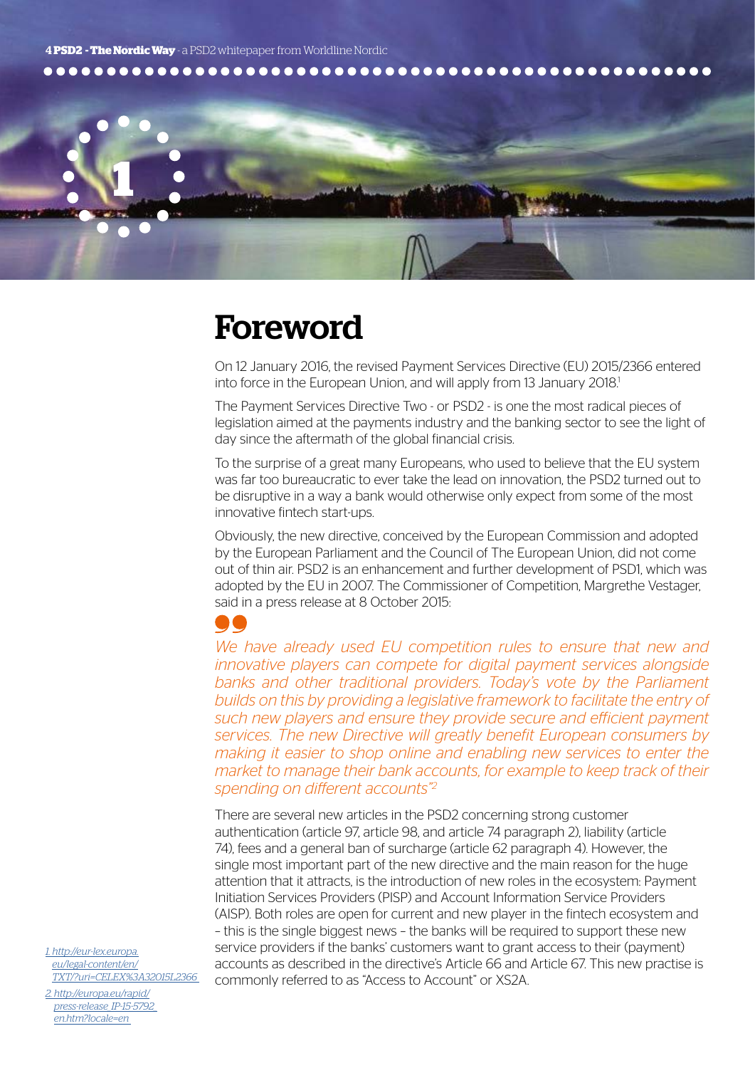# Foreword

On 12 January 2016, the revised Payment Services Directive (EU) 2015/2366 entered into force in the European Union, and will apply from 13 January 2018.[1]

The Payment Services Directive Two - or PSD2 - is one the most radical pieces of legislation aimed at the payments industry and the banking sector to see the light of day since the aftermath of the global financial crisis.

To the surprise of a great many Europeans, who used to believe that the EU system was far too bureaucratic to ever take the lead on innovation, the PSD2 turned out to be disruptive in a way a bank would otherwise only expect from some of the most innovative fintech start-ups.

Obviously, the new directive, conceived by the European Commission and adopted by the European Parliament and the Council of The European Union, did not come out of thin air. PSD2 is an enhancement and further development of PSD1, which was adopted by the EU in 2007. The Commissioner of Competition, Margrethe Vestager, said in a press release at 8 October 2015:

> *We have already used EU competition rules to ensure that new and innovative players can compete for digital payment services alongside banks and other traditional providers. Today's vote by the Parliament builds on this by providing a legislative framework to facilitate the entry of such new players and ensure they provide secure and efficient payment services. The new Directive will greatly benefit European consumers by making it easier to shop online and enabling new services to enter the market to manage their bank accounts, for example to keep track of their spending on different accounts"[2]*

There are several new articles in the PSD2 concerning strong customer authentication (article 97, article 98, and article 74 paragraph 2), liability (article 74), fees and a general ban of surcharge (article 62 paragraph 4). However, the single most important part of the new directive and the main reason for the huge attention that it attracts, is the introduction of new roles in the ecosystem: Payment Initiation Services Providers (PISP) and Account Information Service Providers (AISP). Both roles are open for current and new player in the fintech ecosystem and – this is the single biggest news – the banks will be required to support these new service providers if the banks' customers want to grant access to their (payment) accounts as described in the directive's Article 66 and Article 67. This new practise is commonly referred to as "Access to Account" or XS2A.

1. http://eur-lex.europa.eu/legal-content/en/TXT/?uri=CELEX%3A32015L2366
2. http://europa.eu/rapid/press-release_IP-15-5792_en.htm?locale=en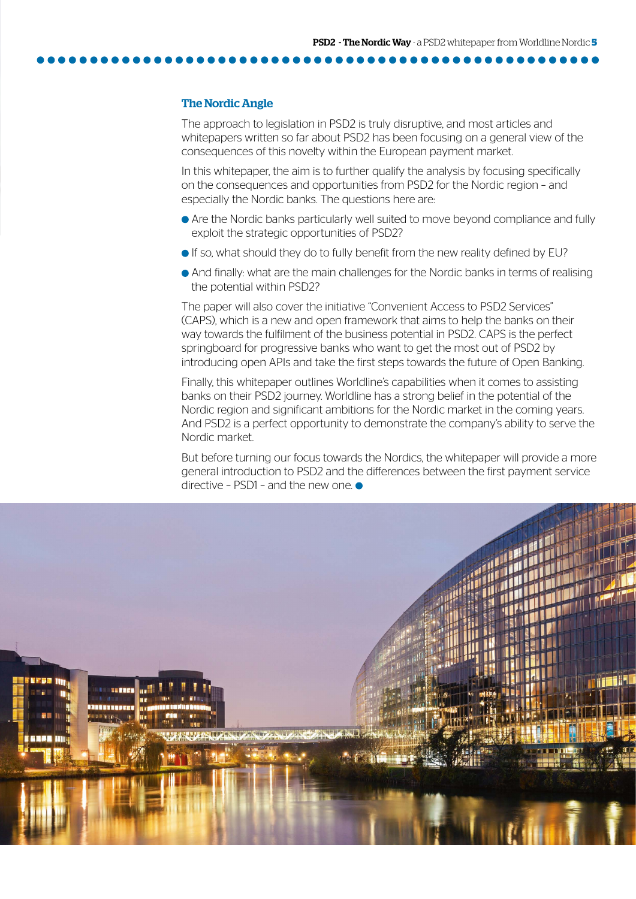## The Nordic Angle

The approach to legislation in PSD2 is truly disruptive, and most articles and whitepapers written so far about PSD2 has been focusing on a general view of the consequences of this novelty within the European payment market.

In this whitepaper, the aim is to further qualify the analysis by focusing specifically on the consequences and opportunities from PSD2 for the Nordic region – and especially the Nordic banks. The questions here are:

- Are the Nordic banks particularly well suited to move beyond compliance and fully exploit the strategic opportunities of PSD2?
- If so, what should they do to fully benefit from the new reality defined by EU?
- And finally: what are the main challenges for the Nordic banks in terms of realising the potential within PSD2?

The paper will also cover the initiative "Convenient Access to PSD2 Services" (CAPS), which is a new and open framework that aims to help the banks on their way towards the fulfilment of the business potential in PSD2. CAPS is the perfect springboard for progressive banks who want to get the most out of PSD2 by introducing open APIs and take the first steps towards the future of Open Banking.

Finally, this whitepaper outlines Worldline's capabilities when it comes to assisting banks on their PSD2 journey. Worldline has a strong belief in the potential of the Nordic region and significant ambitions for the Nordic market in the coming years. And PSD2 is a perfect opportunity to demonstrate the company's ability to serve the Nordic market.

But before turning our focus towards the Nordics, the whitepaper will provide a more general introduction to PSD2 and the differences between the first payment service directive – PSD1 – and the new one.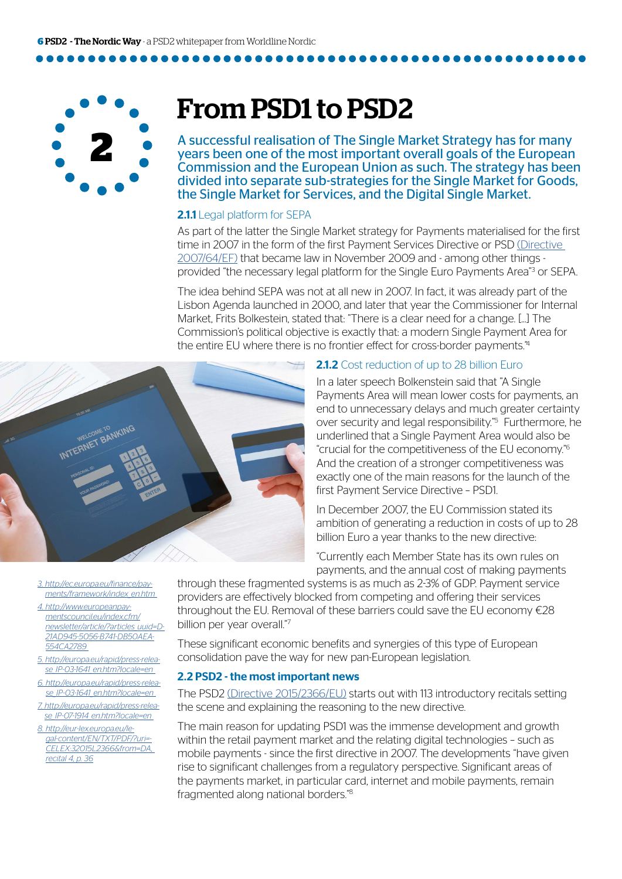# 2 From PSD1 to PSD2

A successful realisation of The Single Market Strategy has for many years been one of the most important overall goals of the European Commission and the European Union as such. The strategy has been divided into separate sub-strategies for the Single Market for Goods, the Single Market for Services, and the Digital Single Market.

### 2.1.1 Legal platform for SEPA

As part of the latter the Single Market strategy for Payments materialised for the first time in 2007 in the form of the first Payment Services Directive or PSD (Directive 2007/64/EF) that became law in November 2009 and - among other things - provided "the necessary legal platform for the Single Euro Payments Area"[3] or SEPA.

The idea behind SEPA was not at all new in 2007. In fact, it was already part of the Lisbon Agenda launched in 2000, and later that year the Commissioner for Internal Market, Frits Bolkestein, stated that: "There is a clear need for a change. [...] The Commission's political objective is exactly that: a modern Single Payment Area for the entire EU where there is no frontier effect for cross-border payments."[4]

### 2.1.2 Cost reduction of up to 28 billion Euro

In a later speech Bolkenstein said that "A Single Payments Area will mean lower costs for payments, an end to unnecessary delays and much greater certainty over security and legal responsibility."[5] Furthermore, he underlined that a Single Payment Area would also be "crucial for the competitiveness of the EU economy."[6] And the creation of a stronger competitiveness was exactly one of the main reasons for the launch of the first Payment Service Directive – PSD1.

In December 2007, the EU Commission stated its ambition of generating a reduction in costs of up to 28 billion Euro a year thanks to the new directive:

"Currently each Member State has its own rules on payments, and the annual cost of making payments through these fragmented systems is as much as 2-3% of GDP. Payment service providers are effectively blocked from competing and offering their services throughout the EU. Removal of these barriers could save the EU economy €28 billion per year overall."[7]

These significant economic benefits and synergies of this type of European consolidation pave the way for new pan-European legislation.

### 2.2 PSD2 - the most important news

The PSD2 (Directive 2015/2366/EU) starts out with 113 introductory recitals setting the scene and explaining the reasoning to the new directive.

The main reason for updating PSD1 was the immense development and growth within the retail payment market and the relating digital technologies – such as mobile payments - since the first directive in 2007. The developments "have given rise to significant challenges from a regulatory perspective. Significant areas of the payments market, in particular card, internet and mobile payments, remain fragmented along national borders."[8]

3. http://ec.europa.eu/finance/payments/framework/index_en.htm
4. http://www.europeanpaymentscouncil.eu/index.cfm/newsletter/article/?articles_uuid=D21AD945-5056-B741-DB50AEA554CA2789
5. http://europa.eu/rapid/press-release_IP-03-1641_en.htm?locale=en
6. http://europa.eu/rapid/press-release_IP-03-1641_en.htm?locale=en
7. http://europa.eu/rapid/press-release_IP-07-1914_en.htm?locale=en
8. http://eur-lex.europa.eu/legal-content/EN/TXT/PDF/?uri=CELEX:32015L2366&from=DA, recital 4, p. 36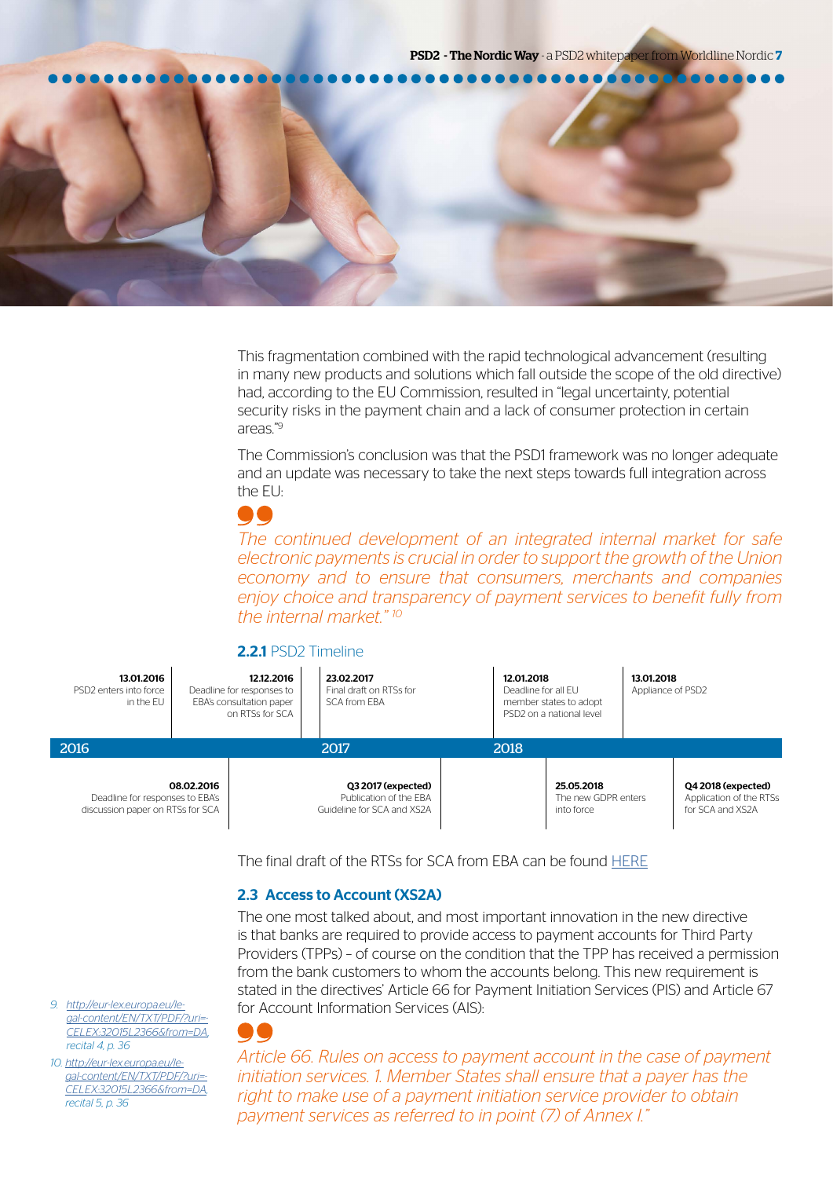This fragmentation combined with the rapid technological advancement (resulting in many new products and solutions which fall outside the scope of the old directive) had, according to the EU Commission, resulted in "legal uncertainty, potential security risks in the payment chain and a lack of consumer protection in certain areas."[9]

The Commission's conclusion was that the PSD1 framework was no longer adequate and an update was necessary to take the next steps towards full integration across the EU:

> *The continued development of an integrated internal market for safe electronic payments is crucial in order to support the growth of the Union economy and to ensure that consumers, merchants and companies enjoy choice and transparency of payment services to benefit fully from the internal market."* [10]

### **2.2.1** PSD2 Timeline

| Year | Date | Event |
|---|---|---|
| 2016 | 13.01.2016 | PSD2 enters into force in the EU |
| 2016 | 08.02.2016 | Deadline for responses to EBA's discussion paper on RTSs for SCA |
| 2016 | 12.12.2016 | Deadline for responses to EBA's consultation paper on RTSs for SCA |
| 2017 | 23.02.2017 | Final draft on RTSs for SCA from EBA |
| 2017 | Q3 2017 (expected) | Publication of the EBA Guideline for SCA and XS2A |
| 2018 | 12.01.2018 | Deadline for all EU member states to adopt PSD2 on a national level |
| 2018 | 13.01.2018 | Appliance of PSD2 |
| 2018 | 25.05.2018 | The new GDPR enters into force |
| 2018 | Q4 2018 (expected) | Application of the RTSs for SCA and XS2A |

The final draft of the RTSs for SCA from EBA can be found HERE

### 2.3 Access to Account (XS2A)

The one most talked about, and most important innovation in the new directive is that banks are required to provide access to payment accounts for Third Party Providers (TPPs) – of course on the condition that the TPP has received a permission from the bank customers to whom the accounts belong. This new requirement is stated in the directives' Article 66 for Payment Initiation Services (PIS) and Article 67 for Account Information Services (AIS):

> *Article 66. Rules on access to payment account in the case of payment initiation services. 1. Member States shall ensure that a payer has the right to make use of a payment initiation service provider to obtain payment services as referred to in point (7) of Annex I."*

9. http://eur-lex.europa.eu/legal-content/EN/TXT/PDF/?uri=CELEX:32015L2366&from=DA, recital 4, p. 36

10. http://eur-lex.europa.eu/legal-content/EN/TXT/PDF/?uri=CELEX:32015L2366&from=DA, recital 5, p. 36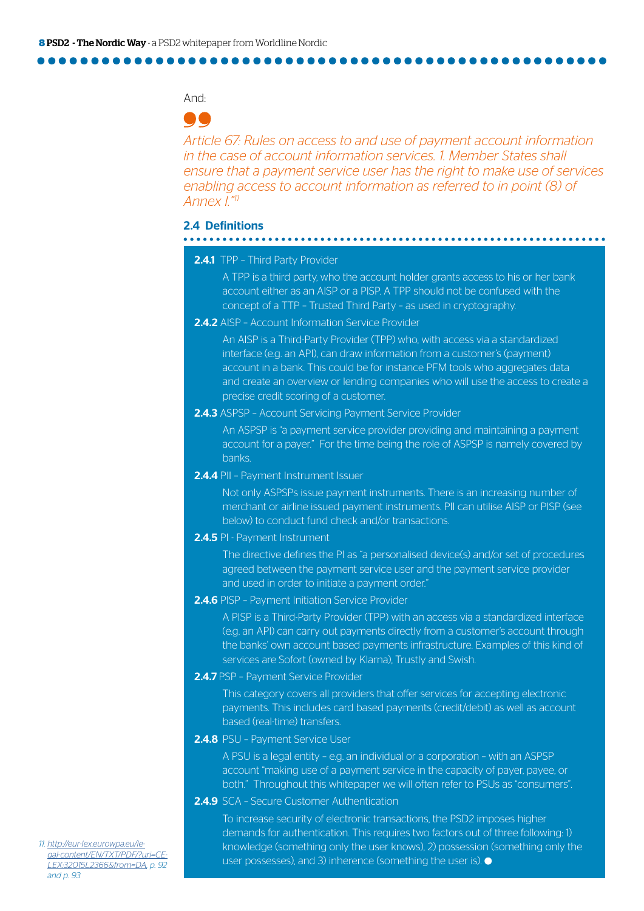And:

> *Article 67: Rules on access to and use of payment account information in the case of account information services. 1. Member States shall ensure that a payment service user has the right to make use of services enabling access to account information as referred to in point (8) of Annex I."*[11]

## 2.4 Definitions

**2.4.1** TPP – Third Party Provider

A TPP is a third party, who the account holder grants access to his or her bank account either as an AISP or a PISP. A TPP should not be confused with the concept of a TTP – Trusted Third Party – as used in cryptography.

**2.4.2** AISP – Account Information Service Provider

An AISP is a Third-Party Provider (TPP) who, with access via a standardized interface (e.g. an API), can draw information from a customer's (payment) account in a bank. This could be for instance PFM tools who aggregates data and create an overview or lending companies who will use the access to create a precise credit scoring of a customer.

**2.4.3** ASPSP – Account Servicing Payment Service Provider

An ASPSP is "a payment service provider providing and maintaining a payment account for a payer." For the time being the role of ASPSP is namely covered by banks.

**2.4.4** PII – Payment Instrument Issuer

Not only ASPSPs issue payment instruments. There is an increasing number of merchant or airline issued payment instruments. PII can utilise AISP or PISP (see below) to conduct fund check and/or transactions.

**2.4.5** PI - Payment Instrument

The directive defines the PI as "a personalised device(s) and/or set of procedures agreed between the payment service user and the payment service provider and used in order to initiate a payment order."

**2.4.6** PISP – Payment Initiation Service Provider

A PISP is a Third-Party Provider (TPP) with an access via a standardized interface (e.g. an API) can carry out payments directly from a customer's account through the banks' own account based payments infrastructure. Examples of this kind of services are Sofort (owned by Klarna), Trustly and Swish.

**2.4.7** PSP – Payment Service Provider

This category covers all providers that offer services for accepting electronic payments. This includes card based payments (credit/debit) as well as account based (real-time) transfers.

**2.4.8** PSU – Payment Service User

A PSU is a legal entity – e.g. an individual or a corporation – with an ASPSP account "making use of a payment service in the capacity of payer, payee, or both." Throughout this whitepaper we will often refer to PSUs as "consumers".

**2.4.9** SCA – Secure Customer Authentication

To increase security of electronic transactions, the PSD2 imposes higher demands for authentication. This requires two factors out of three following: 1) knowledge (something only the user knows), 2) possession (something only the user possesses), and 3) inherence (something the user is).

---

11. http://eur-lex.europa.eu/legal-content/EN/TXT/PDF/?uri=CELEX:32015L2366&from=DA, p. 92 and p. 93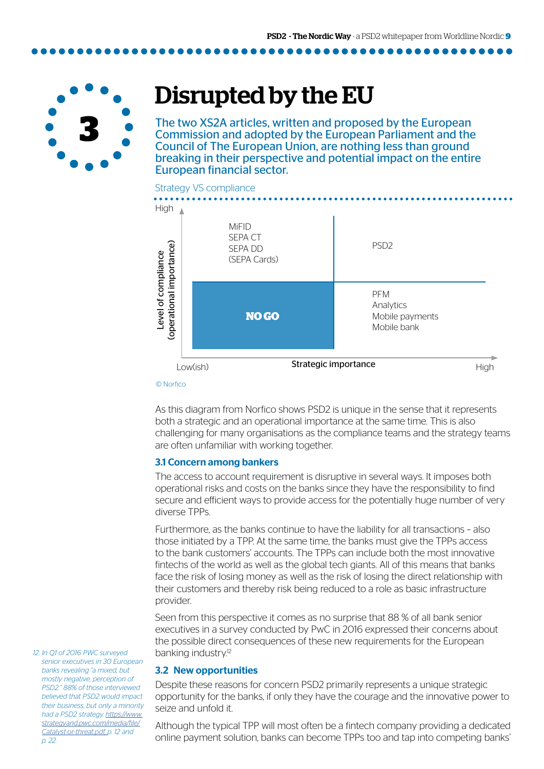# 3 Disrupted by the EU

**The two XS2A articles, written and proposed by the European Commission and adopted by the European Parliament and the Council of The European Union, are nothing less than ground breaking in their perspective and potential impact on the entire European financial sector.**

Strategy VS compliance

| Level of compliance (operational importance) | Low(ish) strategic importance | High strategic importance |
|---|---|---|
| High | MiFID<br>SEPA CT<br>SEPA DD<br>(SEPA Cards) | PSD2 |
| Low | **NO GO** | PFM<br>Analytics<br>Mobile payments<br>Mobile bank |

© Norfico

As this diagram from Norfico shows PSD2 is unique in the sense that it represents both a strategic and an operational importance at the same time. This is also challenging for many organisations as the compliance teams and the strategy teams are often unfamiliar with working together.

### 3.1 Concern among bankers

The access to account requirement is disruptive in several ways. It imposes both operational risks and costs on the banks since they have the responsibility to find secure and efficient ways to provide access for the potentially huge number of very diverse TPPs.

Furthermore, as the banks continue to have the liability for all transactions – also those initiated by a TPP. At the same time, the banks must give the TPPs access to the bank customers' accounts. The TPPs can include both the most innovative fintechs of the world as well as the global tech giants. All of this means that banks face the risk of losing money as well as the risk of losing the direct relationship with their customers and thereby risk being reduced to a role as basic infrastructure provider.

Seen from this perspective it comes as no surprise that 88 % of all bank senior executives in a survey conducted by PwC in 2016 expressed their concerns about the possible direct consequences of these new requirements for the European banking industry.[12]

### 3.2 New opportunities

Despite these reasons for concern PSD2 primarily represents a unique strategic opportunity for the banks, if only they have the courage and the innovative power to seize and unfold it.

Although the typical TPP will most often be a fintech company providing a dedicated online payment solution, banks can become TPPs too and tap into competing banks'

*12. In Q1 of 2016 PWC surveyed senior executives in 30 European banks revealing "a mixed, but mostly negative, perception of PSD2." 88% of those interviewed believed that PSD2 would impact their business, but only a minority had a PSD2 strategy. https://www.strategyand.pwc.com/media/file/Catalyst-or-threat.pdf, p. 12 and p. 22.*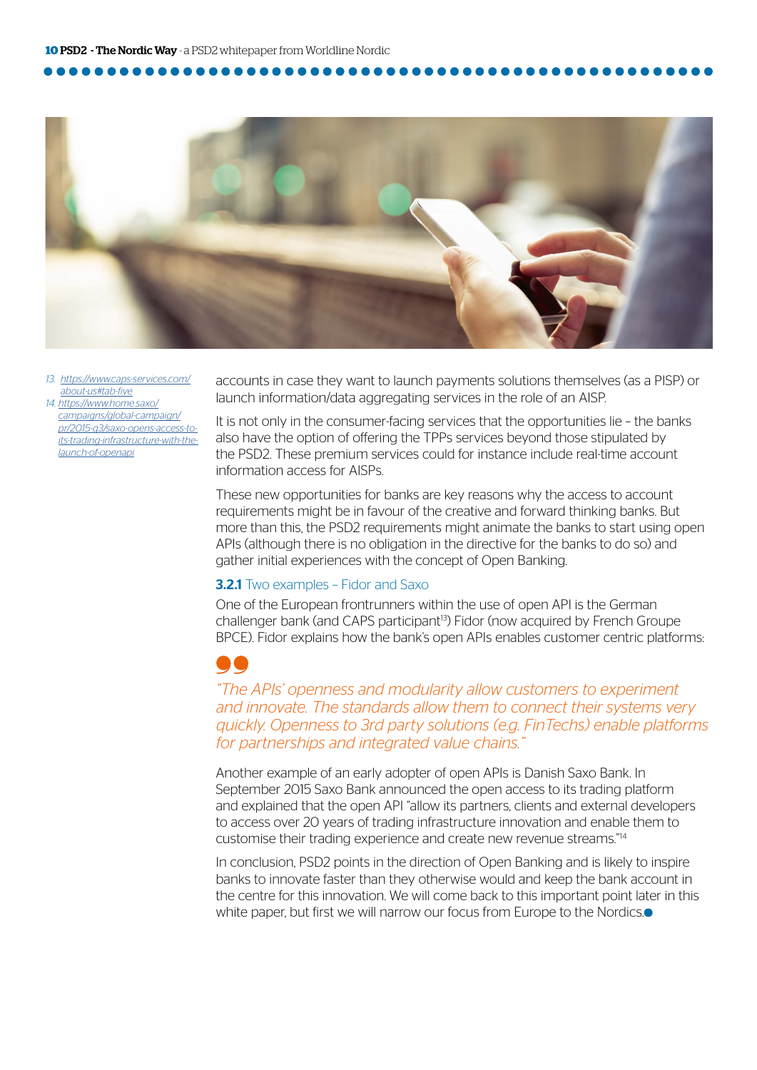accounts in case they want to launch payments solutions themselves (as a PISP) or launch information/data aggregating services in the role of an AISP.

It is not only in the consumer-facing services that the opportunities lie – the banks also have the option of offering the TPPs services beyond those stipulated by the PSD2. These premium services could for instance include real-time account information access for AISPs.

These new opportunities for banks are key reasons why the access to account requirements might be in favour of the creative and forward thinking banks. But more than this, the PSD2 requirements might animate the banks to start using open APIs (although there is no obligation in the directive for the banks to do so) and gather initial experiences with the concept of Open Banking.

### 3.2.1 Two examples – Fidor and Saxo

One of the European frontrunners within the use of open API is the German challenger bank (and CAPS participant[13]) Fidor (now acquired by French Groupe BPCE). Fidor explains how the bank's open APIs enables customer centric platforms:

> *"The APIs' openness and modularity allow customers to experiment and innovate. The standards allow them to connect their systems very quickly. Openness to 3rd party solutions (e.g. FinTechs) enable platforms for partnerships and integrated value chains."*

Another example of an early adopter of open APIs is Danish Saxo Bank. In September 2015 Saxo Bank announced the open access to its trading platform and explained that the open API "allow its partners, clients and external developers to access over 20 years of trading infrastructure innovation and enable them to customise their trading experience and create new revenue streams."[14]

In conclusion, PSD2 points in the direction of Open Banking and is likely to inspire banks to innovate faster than they otherwise would and keep the bank account in the centre for this innovation. We will come back to this important point later in this white paper, but first we will narrow our focus from Europe to the Nordics.

13. https://www.caps-services.com/about-us#tab-five
14. https://www.home.saxo/campaigns/global-campaign/pr/2015-q3/saxo-opens-access-to-its-trading-infrastructure-with-the-launch-of-openapi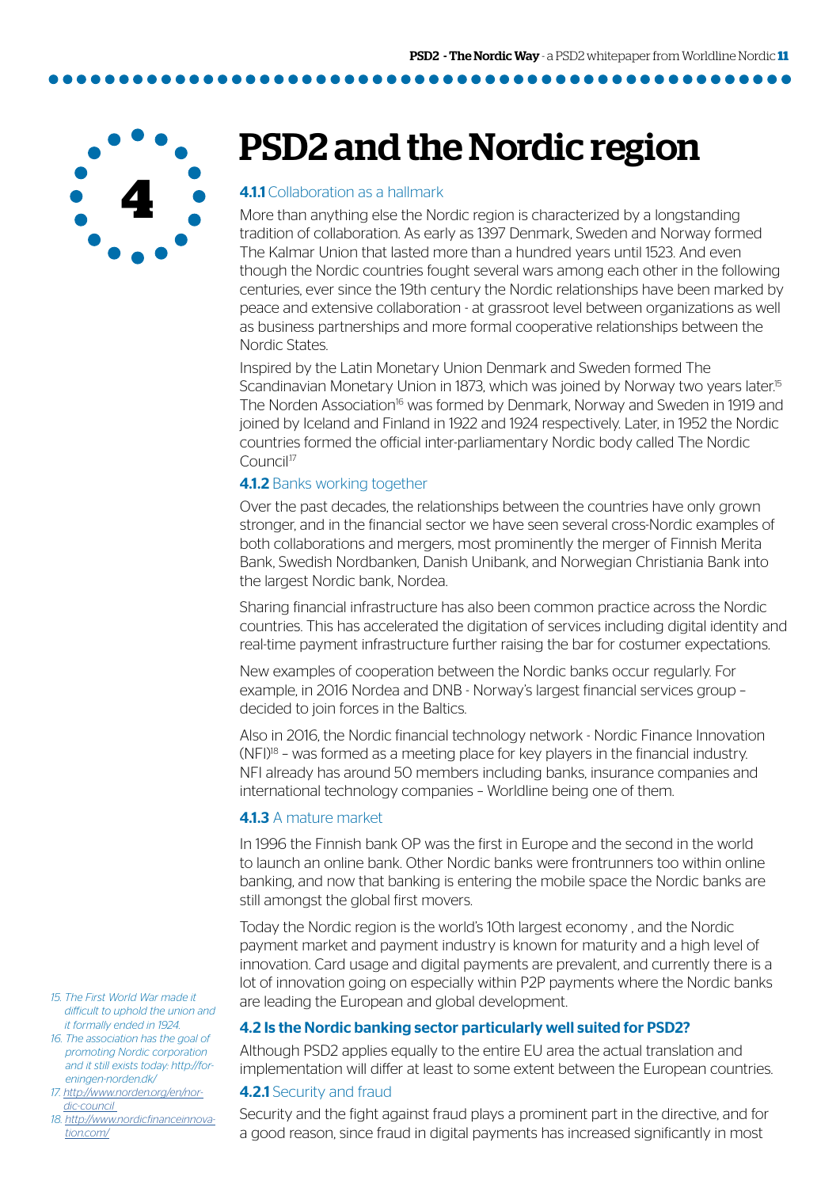# 4 PSD2 and the Nordic region

### **4.1.1** Collaboration as a hallmark

More than anything else the Nordic region is characterized by a longstanding tradition of collaboration. As early as 1397 Denmark, Sweden and Norway formed The Kalmar Union that lasted more than a hundred years until 1523. And even though the Nordic countries fought several wars among each other in the following centuries, ever since the 19th century the Nordic relationships have been marked by peace and extensive collaboration - at grassroot level between organizations as well as business partnerships and more formal cooperative relationships between the Nordic States.

Inspired by the Latin Monetary Union Denmark and Sweden formed The Scandinavian Monetary Union in 1873, which was joined by Norway two years later.[15] The Norden Association[16] was formed by Denmark, Norway and Sweden in 1919 and joined by Iceland and Finland in 1922 and 1924 respectively. Later, in 1952 the Nordic countries formed the official inter-parliamentary Nordic body called The Nordic Council[17]

### **4.1.2** Banks working together

Over the past decades, the relationships between the countries have only grown stronger, and in the financial sector we have seen several cross-Nordic examples of both collaborations and mergers, most prominently the merger of Finnish Merita Bank, Swedish Nordbanken, Danish Unibank, and Norwegian Christiania Bank into the largest Nordic bank, Nordea.

Sharing financial infrastructure has also been common practice across the Nordic countries. This has accelerated the digitation of services including digital identity and real-time payment infrastructure further raising the bar for costumer expectations.

New examples of cooperation between the Nordic banks occur regularly. For example, in 2016 Nordea and DNB - Norway's largest financial services group – decided to join forces in the Baltics.

Also in 2016, the Nordic financial technology network - Nordic Finance Innovation (NFI)[18] – was formed as a meeting place for key players in the financial industry. NFI already has around 50 members including banks, insurance companies and international technology companies – Worldline being one of them.

### **4.1.3** A mature market

In 1996 the Finnish bank OP was the first in Europe and the second in the world to launch an online bank. Other Nordic banks were frontrunners too within online banking, and now that banking is entering the mobile space the Nordic banks are still amongst the global first movers.

Today the Nordic region is the world's 10th largest economy , and the Nordic payment market and payment industry is known for maturity and a high level of innovation. Card usage and digital payments are prevalent, and currently there is a lot of innovation going on especially within P2P payments where the Nordic banks are leading the European and global development.

## 4.2 Is the Nordic banking sector particularly well suited for PSD2?

Although PSD2 applies equally to the entire EU area the actual translation and implementation will differ at least to some extent between the European countries.

### **4.2.1** Security and fraud

Security and the fight against fraud plays a prominent part in the directive, and for a good reason, since fraud in digital payments has increased significantly in most

*15. The First World War made it difficult to uphold the union and it formally ended in 1924.*

*16. The association has the goal of promoting Nordic corporation and it still exists today: http://foreningen-norden.dk/*

*17. http://www.norden.org/en/nordic-council*

*18. http://www.nordicfinanceinnovation.com/*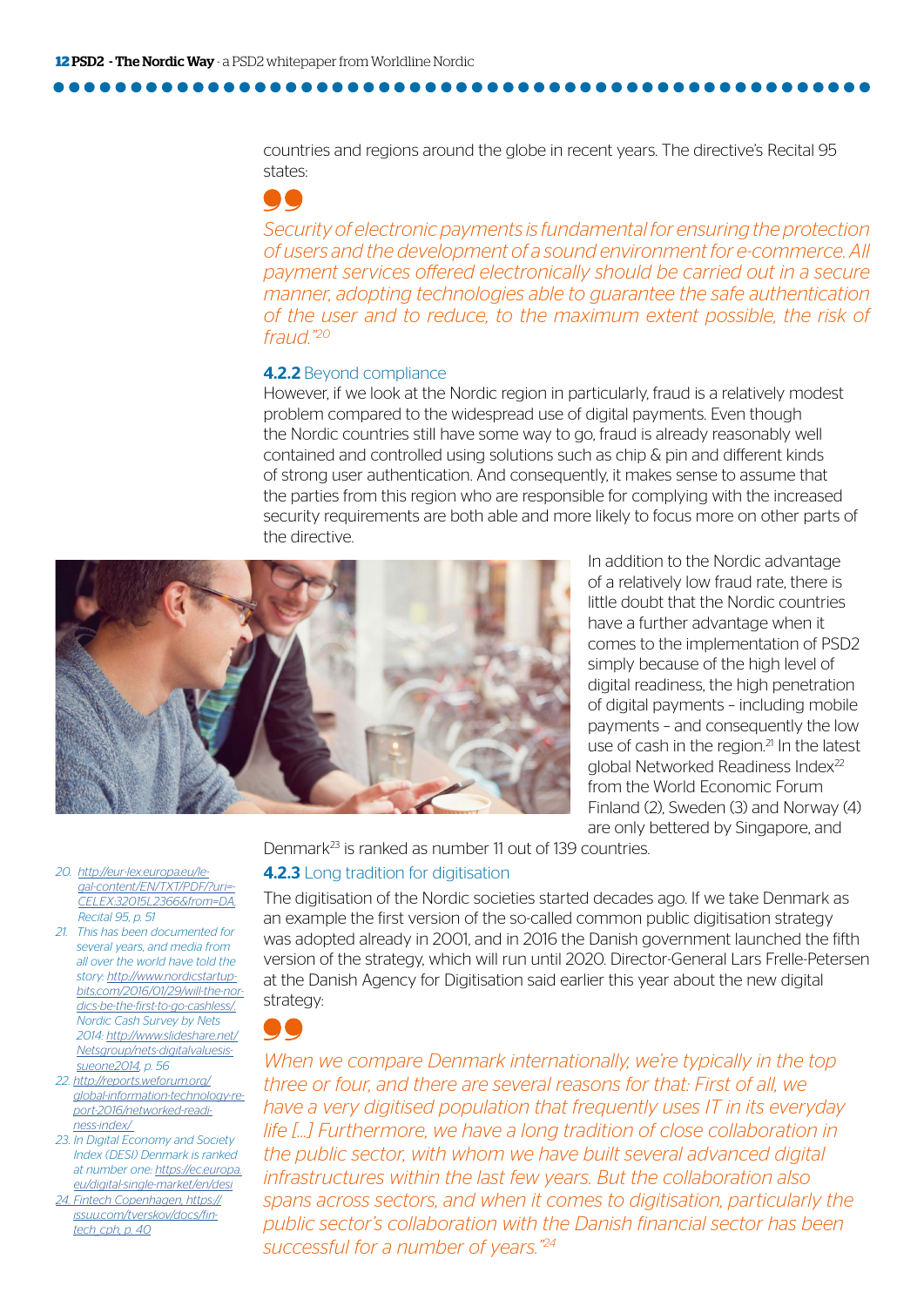countries and regions around the globe in recent years. The directive's Recital 95 states:

> *Security of electronic payments is fundamental for ensuring the protection of users and the development of a sound environment for e-commerce. All payment services offered electronically should be carried out in a secure manner, adopting technologies able to guarantee the safe authentication of the user and to reduce, to the maximum extent possible, the risk of fraud."*[20]

### 4.2.2 Beyond compliance

However, if we look at the Nordic region in particularly, fraud is a relatively modest problem compared to the widespread use of digital payments. Even though the Nordic countries still have some way to go, fraud is already reasonably well contained and controlled using solutions such as chip & pin and different kinds of strong user authentication. And consequently, it makes sense to assume that the parties from this region who are responsible for complying with the increased security requirements are both able and more likely to focus more on other parts of the directive.

In addition to the Nordic advantage of a relatively low fraud rate, there is little doubt that the Nordic countries have a further advantage when it comes to the implementation of PSD2 simply because of the high level of digital readiness, the high penetration of digital payments – including mobile payments – and consequently the low use of cash in the region.[21] In the latest global Networked Readiness Index[22] from the World Economic Forum Finland (2), Sweden (3) and Norway (4) are only bettered by Singapore, and Denmark[23] is ranked as number 11 out of 139 countries.

### 4.2.3 Long tradition for digitisation

The digitisation of the Nordic societies started decades ago. If we take Denmark as an example the first version of the so-called common public digitisation strategy was adopted already in 2001, and in 2016 the Danish government launched the fifth version of the strategy, which will run until 2020. Director-General Lars Frelle-Petersen at the Danish Agency for Digitisation said earlier this year about the new digital strategy:

> *When we compare Denmark internationally, we're typically in the top three or four, and there are several reasons for that: First of all, we have a very digitised population that frequently uses IT in its everyday life [...] Furthermore, we have a long tradition of close collaboration in the public sector, with whom we have built several advanced digital infrastructures within the last few years. But the collaboration also spans across sectors, and when it comes to digitisation, particularly the public sector's collaboration with the Danish financial sector has been successful for a number of years."*[24]

---

20. http://eur-lex.europa.eu/legal-content/EN/TXT/PDF/?uri=CELEX:32015L2366&from=DA, Recital 95, p. 51
21. This has been documented for several years, and media from all over the world have told the story: http://www.nordicstartupbits.com/2016/01/29/will-the-nordics-be-the-first-to-go-cashless/, Nordic Cash Survey by Nets 2014: http://www.slideshare.net/Netsgroup/nets-digitalvaluesissueone2014, p. 56
22. http://reports.weforum.org/global-information-technology-report-2016/networked-readiness-index/
23. In Digital Economy and Society Index (DESI) Denmark is ranked at number one: https://ec.europa.eu/digital-single-market/en/desi
24. Fintech Copenhagen, https://issuu.com/tverskov/docs/fintech_cph, p. 40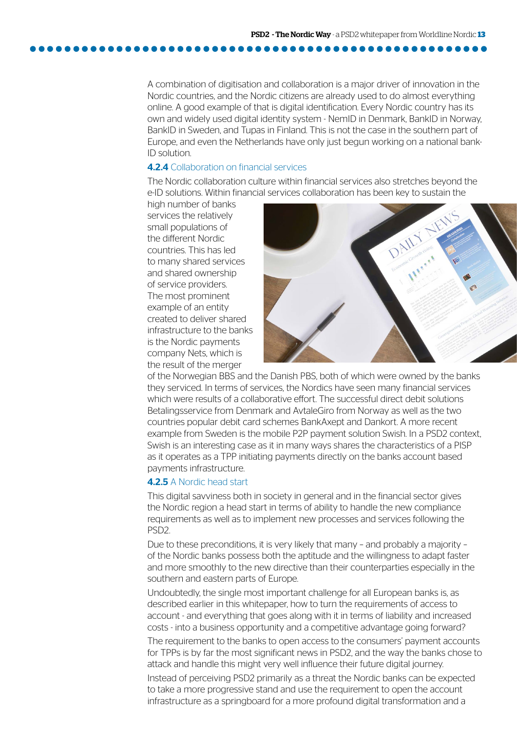A combination of digitisation and collaboration is a major driver of innovation in the Nordic countries, and the Nordic citizens are already used to do almost everything online. A good example of that is digital identification. Every Nordic country has its own and widely used digital identity system - NemID in Denmark, BankID in Norway, BankID in Sweden, and Tupas in Finland. This is not the case in the southern part of Europe, and even the Netherlands have only just begun working on a national bank-ID solution.

### 4.2.4 Collaboration on financial services

The Nordic collaboration culture within financial services also stretches beyond the e-ID solutions. Within financial services collaboration has been key to sustain the high number of banks services the relatively small populations of the different Nordic countries. This has led to many shared services and shared ownership of service providers. The most prominent example of an entity created to deliver shared infrastructure to the banks is the Nordic payments company Nets, which is the result of the merger of the Norwegian BBS and the Danish PBS, both of which were owned by the banks they serviced. In terms of services, the Nordics have seen many financial services which were results of a collaborative effort. The successful direct debit solutions Betalingsservice from Denmark and AvtaleGiro from Norway as well as the two countries popular debit card schemes BankAxept and Dankort. A more recent example from Sweden is the mobile P2P payment solution Swish. In a PSD2 context, Swish is an interesting case as it in many ways shares the characteristics of a PISP as it operates as a TPP initiating payments directly on the banks account based payments infrastructure.

### 4.2.5 A Nordic head start

This digital savviness both in society in general and in the financial sector gives the Nordic region a head start in terms of ability to handle the new compliance requirements as well as to implement new processes and services following the PSD2.

Due to these preconditions, it is very likely that many – and probably a majority – of the Nordic banks possess both the aptitude and the willingness to adapt faster and more smoothly to the new directive than their counterparties especially in the southern and eastern parts of Europe.

Undoubtedly, the single most important challenge for all European banks is, as described earlier in this whitepaper, how to turn the requirements of access to account - and everything that goes along with it in terms of liability and increased costs - into a business opportunity and a competitive advantage going forward?

The requirement to the banks to open access to the consumers' payment accounts for TPPs is by far the most significant news in PSD2, and the way the banks chose to attack and handle this might very well influence their future digital journey.

Instead of perceiving PSD2 primarily as a threat the Nordic banks can be expected to take a more progressive stand and use the requirement to open the account infrastructure as a springboard for a more profound digital transformation and a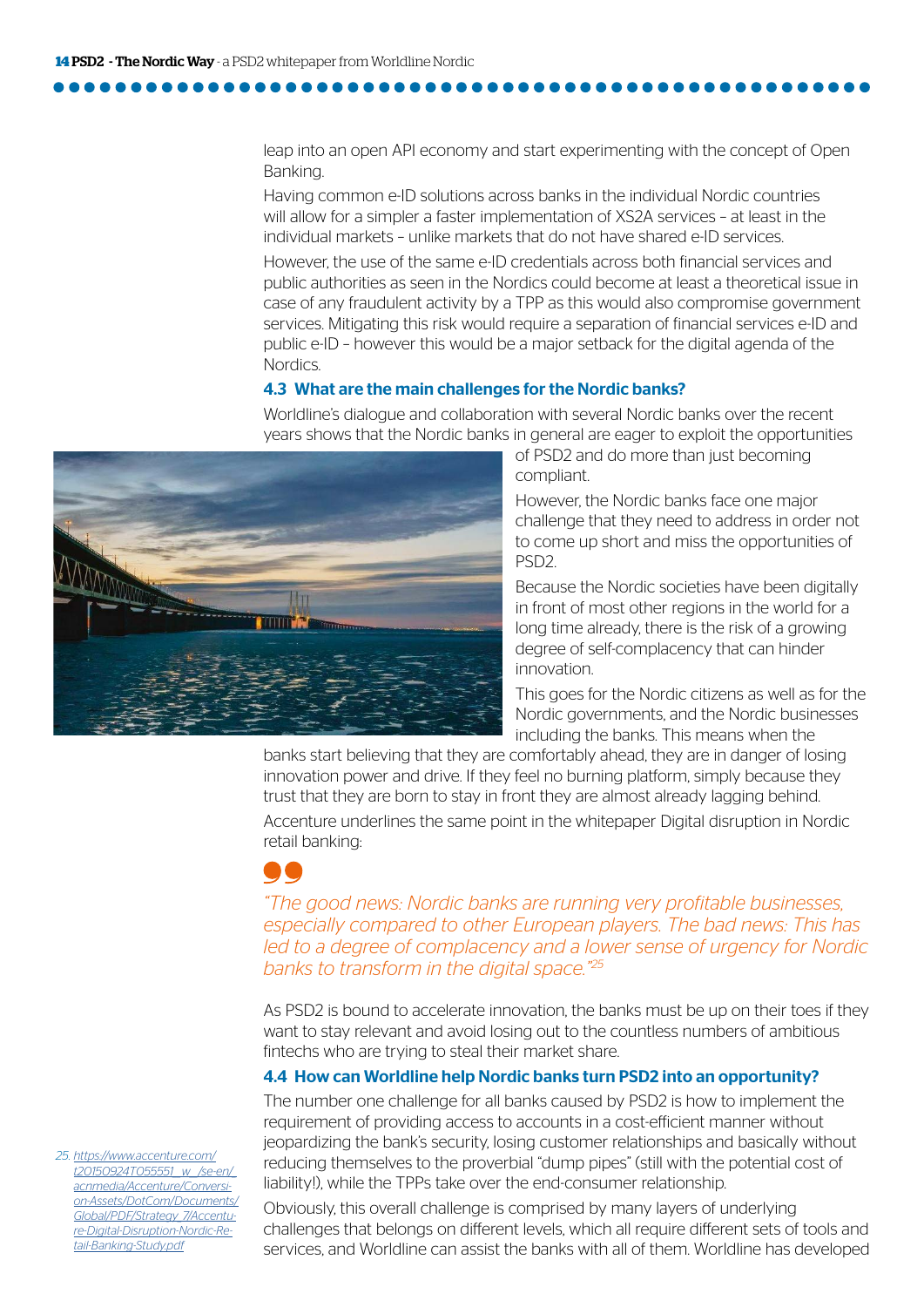leap into an open API economy and start experimenting with the concept of Open Banking.

Having common e-ID solutions across banks in the individual Nordic countries will allow for a simpler a faster implementation of XS2A services – at least in the individual markets – unlike markets that do not have shared e-ID services.

However, the use of the same e-ID credentials across both financial services and public authorities as seen in the Nordics could become at least a theoretical issue in case of any fraudulent activity by a TPP as this would also compromise government services. Mitigating this risk would require a separation of financial services e-ID and public e-ID – however this would be a major setback for the digital agenda of the Nordics.

### 4.3 What are the main challenges for the Nordic banks?

Worldline's dialogue and collaboration with several Nordic banks over the recent years shows that the Nordic banks in general are eager to exploit the opportunities of PSD2 and do more than just becoming compliant.

However, the Nordic banks face one major challenge that they need to address in order not to come up short and miss the opportunities of PSD2.

Because the Nordic societies have been digitally in front of most other regions in the world for a long time already, there is the risk of a growing degree of self-complacency that can hinder innovation.

This goes for the Nordic citizens as well as for the Nordic governments, and the Nordic businesses including the banks. This means when the banks start believing that they are comfortably ahead, they are in danger of losing innovation power and drive. If they feel no burning platform, simply because they trust that they are born to stay in front they are almost already lagging behind.

Accenture underlines the same point in the whitepaper Digital disruption in Nordic retail banking:

> *"The good news: Nordic banks are running very profitable businesses, especially compared to other European players. The bad news: This has led to a degree of complacency and a lower sense of urgency for Nordic banks to transform in the digital space."*[25]

As PSD2 is bound to accelerate innovation, the banks must be up on their toes if they want to stay relevant and avoid losing out to the countless numbers of ambitious fintechs who are trying to steal their market share.

### 4.4 How can Worldline help Nordic banks turn PSD2 into an opportunity?

The number one challenge for all banks caused by PSD2 is how to implement the requirement of providing access to accounts in a cost-efficient manner without jeopardizing the bank's security, losing customer relationships and basically without reducing themselves to the proverbial "dump pipes" (still with the potential cost of liability!), while the TPPs take over the end-consumer relationship.

Obviously, this overall challenge is comprised by many layers of underlying challenges that belongs on different levels, which all require different sets of tools and services, and Worldline can assist the banks with all of them. Worldline has developed

25. https://www.accenture.com/t20150924T055551__w__/se-en/_acnmedia/Accenture/Conversion-Assets/DotCom/Documents/Global/PDF/Strategy_7/Accenture-Digital-Disruption-Nordic-Retail-Banking-Study.pdf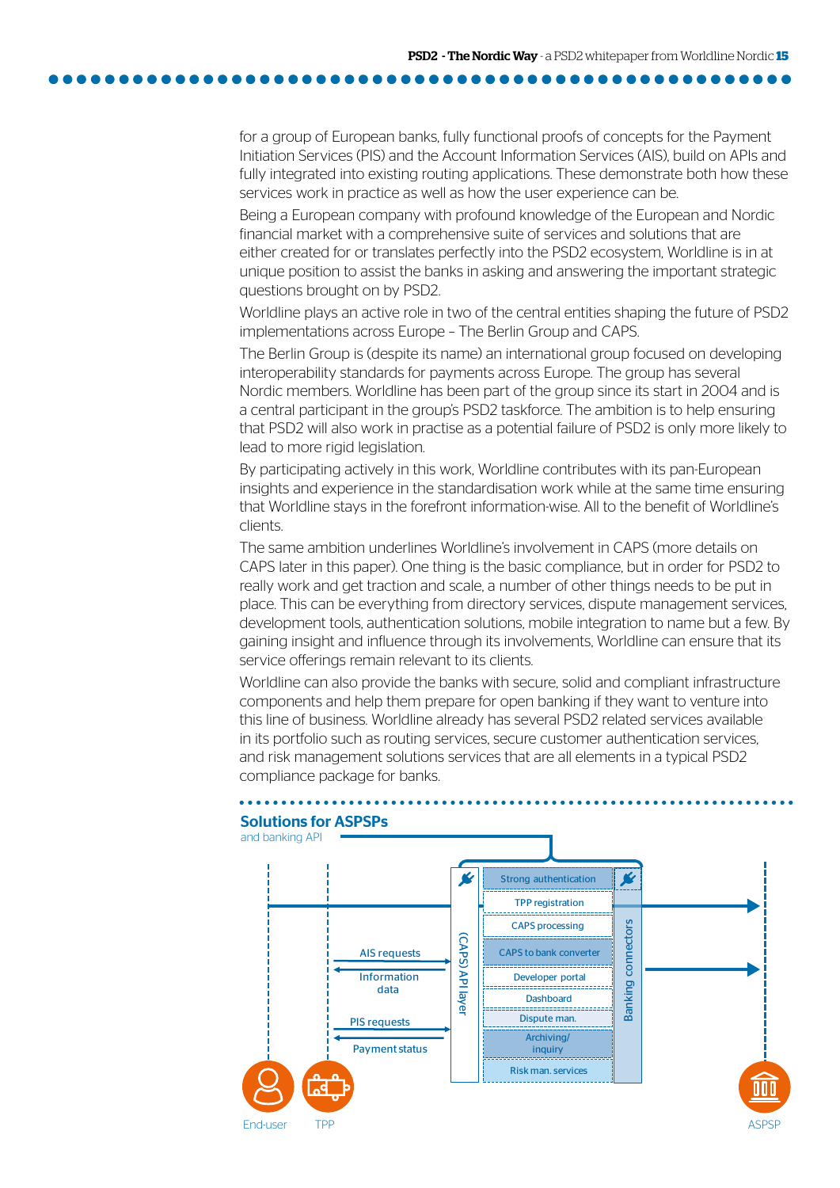for a group of European banks, fully functional proofs of concepts for the Payment Initiation Services (PIS) and the Account Information Services (AIS), build on APIs and fully integrated into existing routing applications. These demonstrate both how these services work in practice as well as how the user experience can be.

Being a European company with profound knowledge of the European and Nordic financial market with a comprehensive suite of services and solutions that are either created for or translates perfectly into the PSD2 ecosystem, Worldline is in at unique position to assist the banks in asking and answering the important strategic questions brought on by PSD2.

Worldline plays an active role in two of the central entities shaping the future of PSD2 implementations across Europe – The Berlin Group and CAPS.

The Berlin Group is (despite its name) an international group focused on developing interoperability standards for payments across Europe. The group has several Nordic members. Worldline has been part of the group since its start in 2004 and is a central participant in the group's PSD2 taskforce. The ambition is to help ensuring that PSD2 will also work in practise as a potential failure of PSD2 is only more likely to lead to more rigid legislation.

By participating actively in this work, Worldline contributes with its pan-European insights and experience in the standardisation work while at the same time ensuring that Worldline stays in the forefront information-wise. All to the benefit of Worldline's clients.

The same ambition underlines Worldline's involvement in CAPS (more details on CAPS later in this paper). One thing is the basic compliance, but in order for PSD2 to really work and get traction and scale, a number of other things needs to be put in place. This can be everything from directory services, dispute management services, development tools, authentication solutions, mobile integration to name but a few. By gaining insight and influence through its involvements, Worldline can ensure that its service offerings remain relevant to its clients.

Worldline can also provide the banks with secure, solid and compliant infrastructure components and help them prepare for open banking if they want to venture into this line of business. Worldline already has several PSD2 related services available in its portfolio such as routing services, secure customer authentication services, and risk management solutions services that are all elements in a typical PSD2 compliance package for banks.

## Solutions for ASPSPs

and banking API

- End-user
- TPP
- AIS requests
- Information data
- PIS requests
- Payment status
- (CAPS) API layer
- Strong authentication
- TPP registration
- CAPS processing
- CAPS to bank converter
- Developer portal
- Dashboard
- Dispute man.
- Archiving/inquiry
- Risk man. services
- Banking connectors
- ASPSP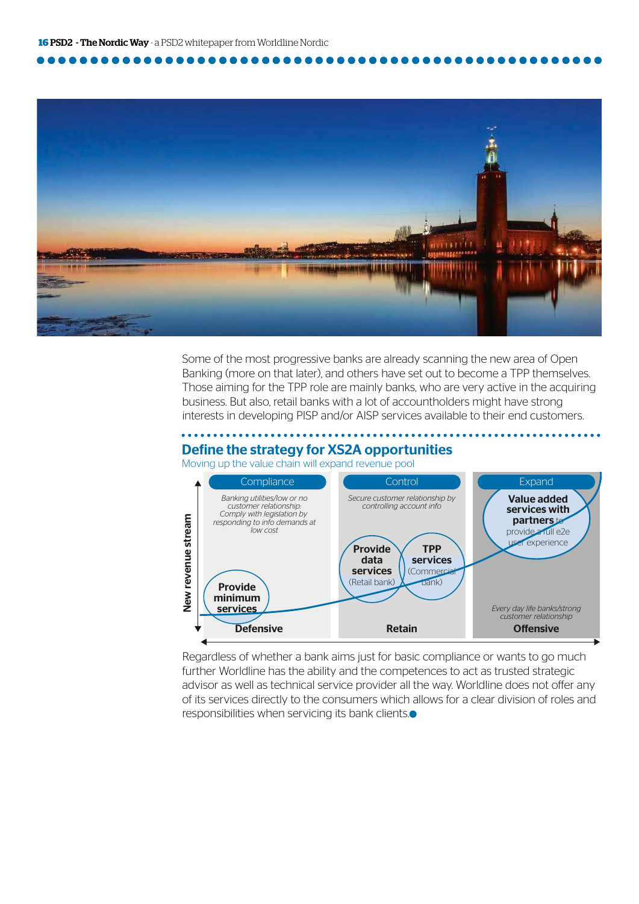Some of the most progressive banks are already scanning the new area of Open Banking (more on that later), and others have set out to become a TPP themselves. Those aiming for the TPP role are mainly banks, who are very active in the acquiring business. But also, retail banks with a lot of accountholders might have strong interests in developing PISP and/or AISP services available to their end customers.

## Define the strategy for XS2A opportunities

Moving up the value chain will expand revenue pool

| | Compliance | Control | Expand |
|---|---|---|---|
| Description | *Banking utilities/low or no customer relationship: Comply with legislation by responding to info demands at low cost* | *Secure customer relationship by controlling account info* | *Every day life banks/strong customer relationship* |
| Services | **Provide minimum services** | **Provide data services** (Retail bank); **TPP services** (Commercial bank) | **Value added services with partners** to provide a full e2e user experience |
| Strategy | **Defensive** | **Retain** | **Offensive** |

Vertical axis: New revenue stream

Regardless of whether a bank aims just for basic compliance or wants to go much further Worldline has the ability and the competences to act as trusted strategic advisor as well as technical service provider all the way. Worldline does not offer any of its services directly to the consumers which allows for a clear division of roles and responsibilities when servicing its bank clients.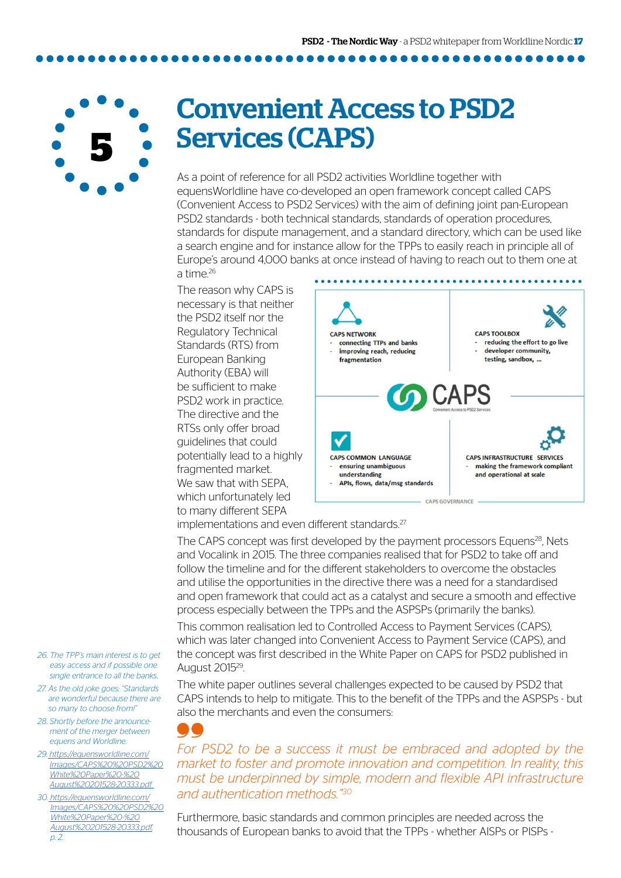# 5 Convenient Access to PSD2 Services (CAPS)

As a point of reference for all PSD2 activities Worldline together with equensWorldline have co-developed an open framework concept called CAPS (Convenient Access to PSD2 Services) with the aim of defining joint pan-European PSD2 standards - both technical standards, standards of operation procedures, standards for dispute management, and a standard directory, which can be used like a search engine and for instance allow for the TPPs to easily reach in principle all of Europe's around 4,000 banks at once instead of having to reach out to them one at a time.[26]

The reason why CAPS is necessary is that neither the PSD2 itself nor the Regulatory Technical Standards (RTS) from European Banking Authority (EBA) will be sufficient to make PSD2 work in practice. The directive and the RTSs only offer broad guidelines that could potentially lead to a highly fragmented market. We saw that with SEPA, which unfortunately led to many different SEPA implementations and even different standards.[27]

CAPS NETWORK
- connecting TTPs and banks
- improving reach, reducing fragmentation

CAPS TOOLBOX
- reducing the effort to go live
- developer community, testing, sandbox, ...

CAPS — Convenient Access to PSD2 Services

CAPS COMMON LANGUAGE
- ensuring unambiguous understanding
- APIs, flows, data/msg standards

CAPS INFRASTRUCTURE SERVICES
- making the framework compliant and operational at scale

CAPS GOVERNANCE

The CAPS concept was first developed by the payment processors Equens[28], Nets and Vocalink in 2015. The three companies realised that for PSD2 to take off and follow the timeline and for the different stakeholders to overcome the obstacles and utilise the opportunities in the directive there was a need for a standardised and open framework that could act as a catalyst and secure a smooth and effective process especially between the TPPs and the ASPSPs (primarily the banks).

This common realisation led to Controlled Access to Payment Services (CAPS), which was later changed into Convenient Access to Payment Service (CAPS), and the concept was first described in the White Paper on CAPS for PSD2 published in August 2015[29].

The white paper outlines several challenges expected to be caused by PSD2 that CAPS intends to help to mitigate. This to the benefit of the TPPs and the ASPSPs - but also the merchants and even the consumers:

> *For PSD2 to be a success it must be embraced and adopted by the market to foster and promote innovation and competition. In reality, this must be underpinned by simple, modern and flexible API infrastructure and authentication methods."*[30]

Furthermore, basic standards and common principles are needed across the thousands of European banks to avoid that the TPPs - whether AISPs or PISPs -

---

26. The TPP's main interest is to get easy access and if possible one single entrance to all the banks.
27. As the old joke goes: "Standards are wonderful because there are so many to choose from!"
28. Shortly before the announcement of the merger between equens and Worldline.
29. https://equensworldline.com/Images/CAPS%20%20PSD2%20White%20Paper%20-%20August%20201528-20333.pdf
30. https://equensworldline.com/Images/CAPS%20%20PSD2%20White%20Paper%20-%20August%20201528-20333.pdf p. 2.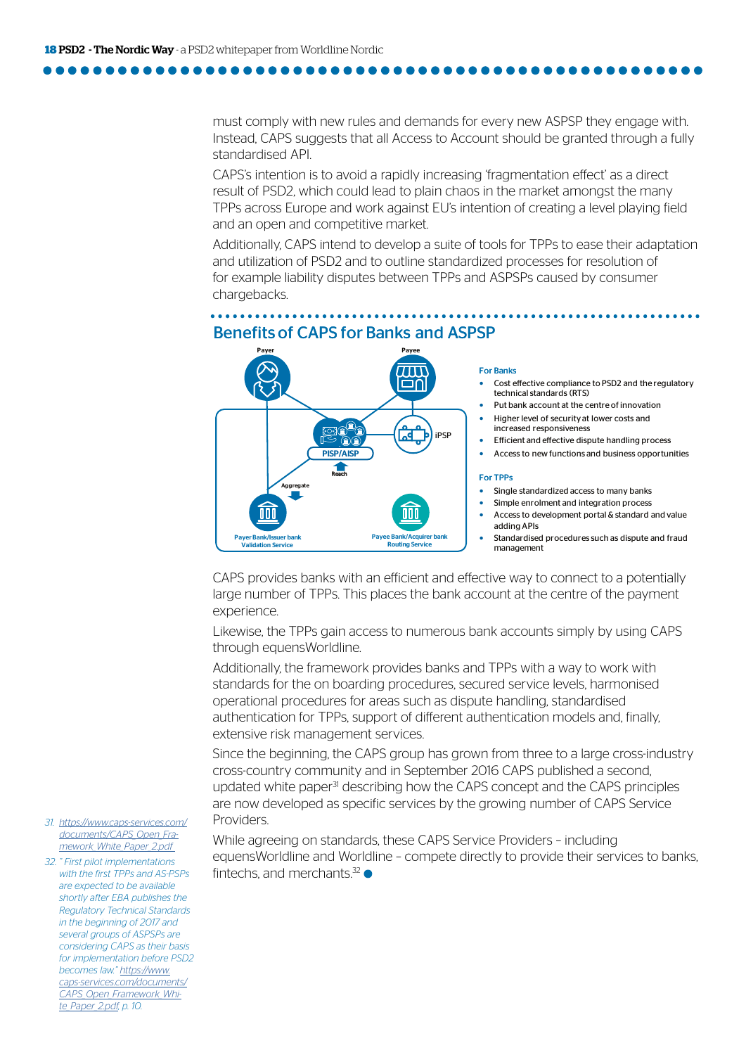must comply with new rules and demands for every new ASPSP they engage with. Instead, CAPS suggests that all Access to Account should be granted through a fully standardised API.

CAPS's intention is to avoid a rapidly increasing 'fragmentation effect' as a direct result of PSD2, which could lead to plain chaos in the market amongst the many TPPs across Europe and work against EU's intention of creating a level playing field and an open and competitive market.

Additionally, CAPS intend to develop a suite of tools for TPPs to ease their adaptation and utilization of PSD2 and to outline standardized processes for resolution of for example liability disputes between TPPs and ASPSPs caused by consumer chargebacks.

## Benefits of CAPS for Banks and ASPSP

Payer

Payee

PISP/AISP

iPSP

Reach

Aggregate

Payer Bank/Issuer bank
Validation Service

Payee Bank/Acquirer bank
Routing Service

**For Banks**

- Cost effective compliance to PSD2 and the regulatory technical standards (RTS)
- Put bank account at the centre of innovation
- Higher level of security at lower costs and increased responsiveness
- Efficient and effective dispute handling process
- Access to new functions and business opportunities

**For TPPs**

- Single standardized access to many banks
- Simple enrolment and integration process
- Access to development portal & standard and value adding APIs
- Standardised procedures such as dispute and fraud management

CAPS provides banks with an efficient and effective way to connect to a potentially large number of TPPs. This places the bank account at the centre of the payment experience.

Likewise, the TPPs gain access to numerous bank accounts simply by using CAPS through equensWorldline.

Additionally, the framework provides banks and TPPs with a way to work with standards for the on boarding procedures, secured service levels, harmonised operational procedures for areas such as dispute handling, standardised authentication for TPPs, support of different authentication models and, finally, extensive risk management services.

Since the beginning, the CAPS group has grown from three to a large cross-industry cross-country community and in September 2016 CAPS published a second, updated white paper[31] describing how the CAPS concept and the CAPS principles are now developed as specific services by the growing number of CAPS Service Providers.

While agreeing on standards, these CAPS Service Providers – including equensWorldline and Worldline – compete directly to provide their services to banks, fintechs, and merchants.[32]

---

31. *https://www.caps-services.com/documents/CAPS_Open_Framework_White_Paper_2.pdf*

32. *" First pilot implementations with the first TPPs and AS-PSPs are expected to be available shortly after EBA publishes the Regulatory Technical Standards in the beginning of 2017 and several groups of ASPSPs are considering CAPS as their basis for implementation before PSD2 becomes law." https://www.caps-services.com/documents/CAPS_Open_Framework_White_Paper_2.pdf, p. 10.*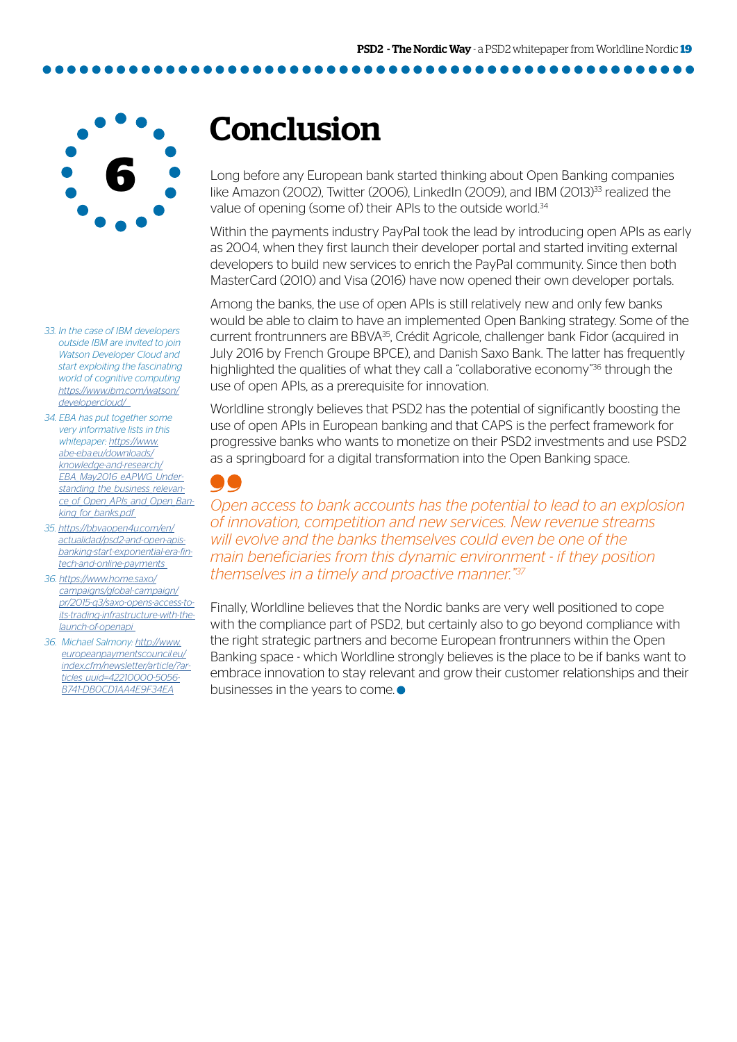# 6 Conclusion

Long before any European bank started thinking about Open Banking companies like Amazon (2002), Twitter (2006), LinkedIn (2009), and IBM (2013)[33] realized the value of opening (some of) their APIs to the outside world.[34]

Within the payments industry PayPal took the lead by introducing open APIs as early as 2004, when they first launch their developer portal and started inviting external developers to build new services to enrich the PayPal community. Since then both MasterCard (2010) and Visa (2016) have now opened their own developer portals.

Among the banks, the use of open APIs is still relatively new and only few banks would be able to claim to have an implemented Open Banking strategy. Some of the current frontrunners are BBVA[35], Crédit Agricole, challenger bank Fidor (acquired in July 2016 by French Groupe BPCE), and Danish Saxo Bank. The latter has frequently highlighted the qualities of what they call a "collaborative economy"[36] through the use of open APIs, as a prerequisite for innovation.

Worldline strongly believes that PSD2 has the potential of significantly boosting the use of open APIs in European banking and that CAPS is the perfect framework for progressive banks who wants to monetize on their PSD2 investments and use PSD2 as a springboard for a digital transformation into the Open Banking space.

> *Open access to bank accounts has the potential to lead to an explosion of innovation, competition and new services. New revenue streams will evolve and the banks themselves could even be one of the main beneficiaries from this dynamic environment - if they position themselves in a timely and proactive manner."*[37]

Finally, Worldline believes that the Nordic banks are very well positioned to cope with the compliance part of PSD2, but certainly also to go beyond compliance with the right strategic partners and become European frontrunners within the Open Banking space - which Worldline strongly believes is the place to be if banks want to embrace innovation to stay relevant and grow their customer relationships and their businesses in the years to come.

*33. In the case of IBM developers outside IBM are invited to join Watson Developer Cloud and start exploiting the fascinating world of cognitive computing https://www.ibm.com/watson/developercloud/*

*34. EBA has put together some very informative lists in this whitepaper: https://www.abe-eba.eu/downloads/knowledge-and-research/EBA_May2016_eAPWG_Understanding_the_business_relevance_of_Open_APIs_and_Open_Banking_for_banks.pdf*

*35. https://bbvaopen4u.com/en/actualidad/psd2-and-open-apis-banking-start-exponential-era-fintech-and-online-payments*

*36. https://www.home.saxo/campaigns/global-campaign/pr/2015-q3/saxo-opens-access-to-its-trading-infrastructure-with-the-launch-of-openapi*

*36. Michael Salmony: http://www.europeanpaymentscouncil.eu/index.cfm/newsletter/article/?articles_uuid=42210000-5056-B741-DB0CD1AA4E9F34EA*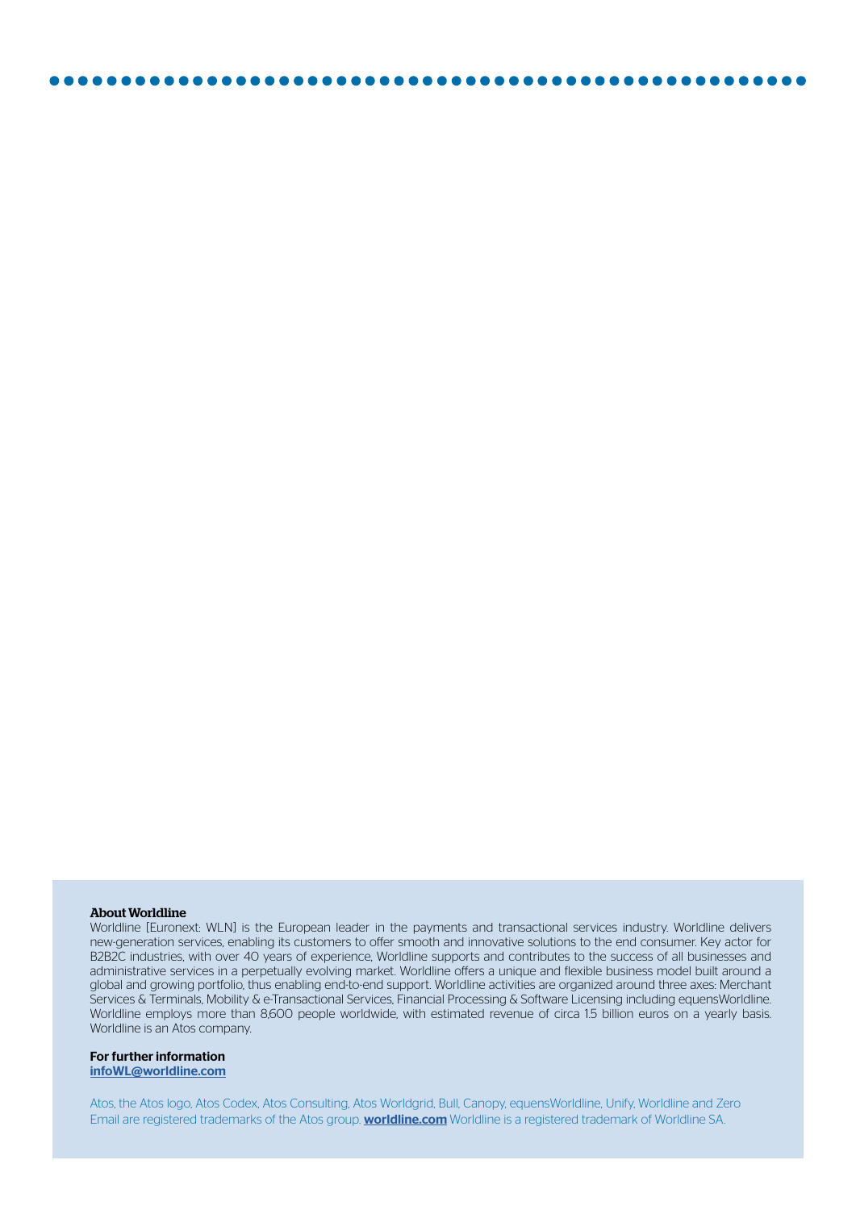**About Worldline**

Worldline [Euronext: WLN] is the European leader in the payments and transactional services industry. Worldline delivers new-generation services, enabling its customers to offer smooth and innovative solutions to the end consumer. Key actor for B2B2C industries, with over 40 years of experience, Worldline supports and contributes to the success of all businesses and administrative services in a perpetually evolving market. Worldline offers a unique and flexible business model built around a global and growing portfolio, thus enabling end-to-end support. Worldline activities are organized around three axes: Merchant Services & Terminals, Mobility & e-Transactional Services, Financial Processing & Software Licensing including equensWorldline. Worldline employs more than 8,600 people worldwide, with estimated revenue of circa 1.5 billion euros on a yearly basis. Worldline is an Atos company.

**For further information**
**infoWL@worldline.com**

Atos, the Atos logo, Atos Codex, Atos Consulting, Atos Worldgrid, Bull, Canopy, equensWorldline, Unify, Worldline and Zero Email are registered trademarks of the Atos group. **worldline.com** Worldline is a registered trademark of Worldline SA.